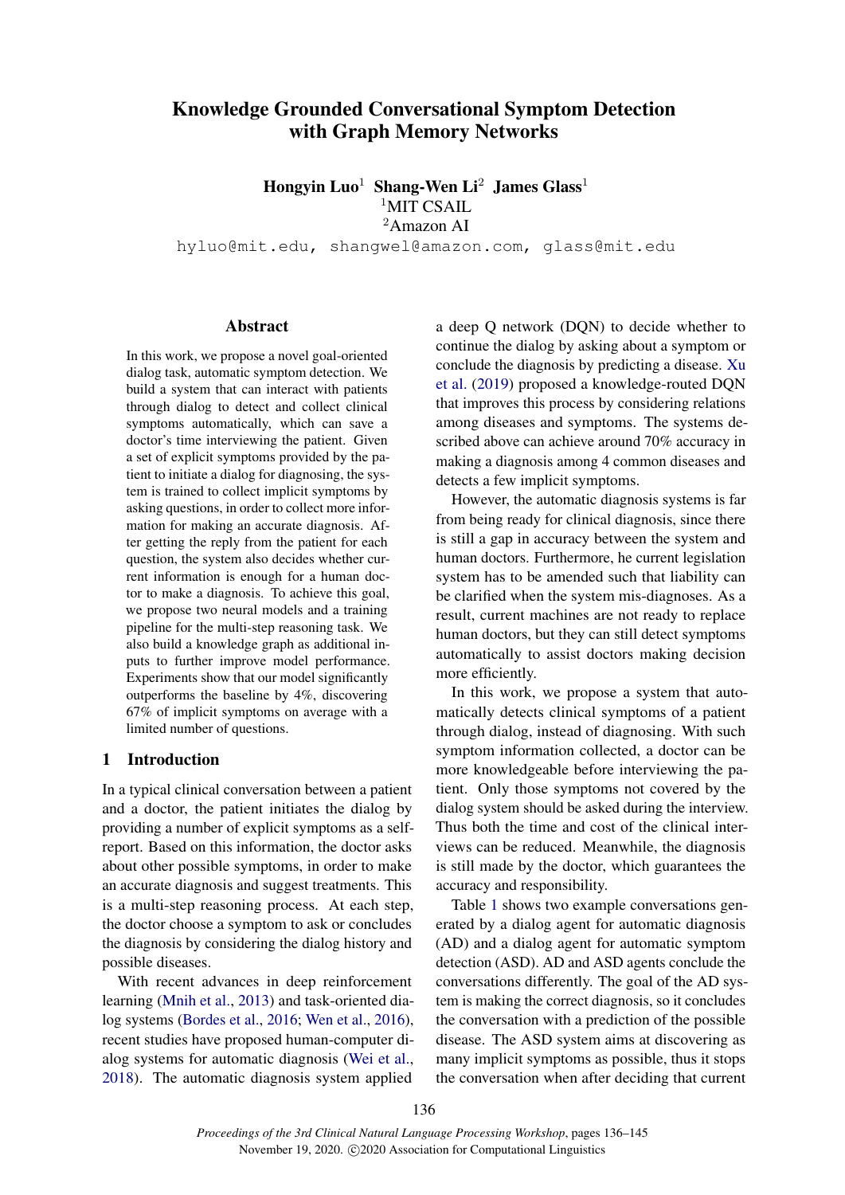# Knowledge Grounded Conversational Symptom Detection with Graph Memory Networks

**Hongyin Luo**[1] **Shang-Wen Li**[2] **James Glass**[1]
[1]MIT CSAIL
[2]Amazon AI
hyluo@mit.edu, shangwel@amazon.com, glass@mit.edu

## Abstract

In this work, we propose a novel goal-oriented dialog task, automatic symptom detection. We build a system that can interact with patients through dialog to detect and collect clinical symptoms automatically, which can save a doctor's time interviewing the patient. Given a set of explicit symptoms provided by the patient to initiate a dialog for diagnosing, the system is trained to collect implicit symptoms by asking questions, in order to collect more information for making an accurate diagnosis. After getting the reply from the patient for each question, the system also decides whether current information is enough for a human doctor to make a diagnosis. To achieve this goal, we propose two neural models and a training pipeline for the multi-step reasoning task. We also build a knowledge graph as additional inputs to further improve model performance. Experiments show that our model significantly outperforms the baseline by 4%, discovering 67% of implicit symptoms on average with a limited number of questions.

## 1 Introduction

In a typical clinical conversation between a patient and a doctor, the patient initiates the dialog by providing a number of explicit symptoms as a self-report. Based on this information, the doctor asks about other possible symptoms, in order to make an accurate diagnosis and suggest treatments. This is a multi-step reasoning process. At each step, the doctor choose a symptom to ask or concludes the diagnosis by considering the dialog history and possible diseases.

With recent advances in deep reinforcement learning (Mnih et al., 2013) and task-oriented dialog systems (Bordes et al., 2016; Wen et al., 2016), recent studies have proposed human-computer dialog systems for automatic diagnosis (Wei et al., 2018). The automatic diagnosis system applied a deep Q network (DQN) to decide whether to continue the dialog by asking about a symptom or conclude the diagnosis by predicting a disease. Xu et al. (2019) proposed a knowledge-routed DQN that improves this process by considering relations among diseases and symptoms. The systems described above can achieve around 70% accuracy in making a diagnosis among 4 common diseases and detects a few implicit symptoms.

However, the automatic diagnosis systems is far from being ready for clinical diagnosis, since there is still a gap in accuracy between the system and human doctors. Furthermore, he current legislation system has to be amended such that liability can be clarified when the system mis-diagnoses. As a result, current machines are not ready to replace human doctors, but they can still detect symptoms automatically to assist doctors making decision more efficiently.

In this work, we propose a system that automatically detects clinical symptoms of a patient through dialog, instead of diagnosing. With such symptom information collected, a doctor can be more knowledgeable before interviewing the patient. Only those symptoms not covered by the dialog system should be asked during the interview. Thus both the time and cost of the clinical interviews can be reduced. Meanwhile, the diagnosis is still made by the doctor, which guarantees the accuracy and responsibility.

Table 1 shows two example conversations generated by a dialog agent for automatic diagnosis (AD) and a dialog agent for automatic symptom detection (ASD). AD and ASD agents conclude the conversations differently. The goal of the AD system is making the correct diagnosis, so it concludes the conversation with a prediction of the possible disease. The ASD system aims at discovering as many implicit symptoms as possible, thus it stops the conversation when after deciding that current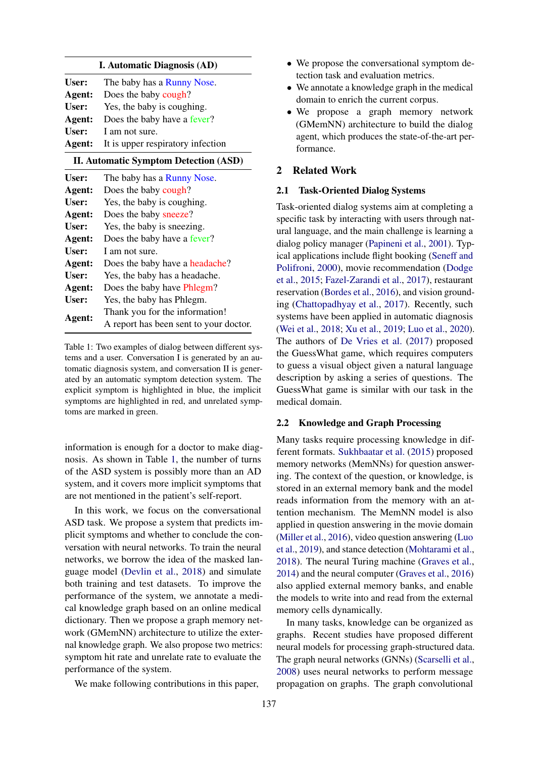| I. Automatic Diagnosis (AD) | |
|---|---|
| **User:** | The baby has a Runny Nose. |
| **Agent:** | Does the baby cough? |
| **User:** | Yes, the baby is coughing. |
| **Agent:** | Does the baby have a fever? |
| **User:** | I am not sure. |
| **Agent:** | It is upper respiratory infection |
| **II. Automatic Symptom Detection (ASD)** | |
| **User:** | The baby has a Runny Nose. |
| **Agent:** | Does the baby cough? |
| **User:** | Yes, the baby is coughing. |
| **Agent:** | Does the baby sneeze? |
| **User:** | Yes, the baby is sneezing. |
| **Agent:** | Does the baby have a fever? |
| **User:** | I am not sure. |
| **Agent:** | Does the baby have a headache? |
| **User:** | Yes, the baby has a headache. |
| **Agent:** | Does the baby have Phlegm? |
| **User:** | Yes, the baby has Phlegm. |
| **Agent:** | Thank you for the information! A report has been sent to your doctor. |

Table 1: Two examples of dialog between different systems and a user. Conversation I is generated by an automatic diagnosis system, and conversation II is generated by an automatic symptom detection system. The explicit symptom is highlighted in blue, the implicit symptoms are highlighted in red, and unrelated symptoms are marked in green.

information is enough for a doctor to make diagnosis. As shown in Table 1, the number of turns of the ASD system is possibly more than an AD system, and it covers more implicit symptoms that are not mentioned in the patient's self-report.

In this work, we focus on the conversational ASD task. We propose a system that predicts implicit symptoms and whether to conclude the conversation with neural networks. To train the neural networks, we borrow the idea of the masked language model (Devlin et al., 2018) and simulate both training and test datasets. To improve the performance of the system, we annotate a medical knowledge graph based on an online medical dictionary. Then we propose a graph memory network (GMemNN) architecture to utilize the external knowledge graph. We also propose two metrics: symptom hit rate and unrelate rate to evaluate the performance of the system.

We make following contributions in this paper,

- We propose the conversational symptom detection task and evaluation metrics.
- We annotate a knowledge graph in the medical domain to enrich the current corpus.
- We propose a graph memory network (GMemNN) architecture to build the dialog agent, which produces the state-of-the-art performance.

## 2 Related Work

### 2.1 Task-Oriented Dialog Systems

Task-oriented dialog systems aim at completing a specific task by interacting with users through natural language, and the main challenge is learning a dialog policy manager (Papineni et al., 2001). Typical applications include flight booking (Seneff and Polifroni, 2000), movie recommendation (Dodge et al., 2015; Fazel-Zarandi et al., 2017), restaurant reservation (Bordes et al., 2016), and vision grounding (Chattopadhyay et al., 2017). Recently, such systems have been applied in automatic diagnosis (Wei et al., 2018; Xu et al., 2019; Luo et al., 2020). The authors of De Vries et al. (2017) proposed the GuessWhat game, which requires computers to guess a visual object given a natural language description by asking a series of questions. The GuessWhat game is similar with our task in the medical domain.

### 2.2 Knowledge and Graph Processing

Many tasks require processing knowledge in different formats. Sukhbaatar et al. (2015) proposed memory networks (MemNNs) for question answering. The context of the question, or knowledge, is stored in an external memory bank and the model reads information from the memory with an attention mechanism. The MemNN model is also applied in question answering in the movie domain (Miller et al., 2016), video question answering (Luo et al., 2019), and stance detection (Mohtarami et al., 2018). The neural Turing machine (Graves et al., 2014) and the neural computer (Graves et al., 2016) also applied external memory banks, and enable the models to write into and read from the external memory cells dynamically.

In many tasks, knowledge can be organized as graphs. Recent studies have proposed different neural models for processing graph-structured data. The graph neural networks (GNNs) (Scarselli et al., 2008) uses neural networks to perform message propagation on graphs. The graph convolutional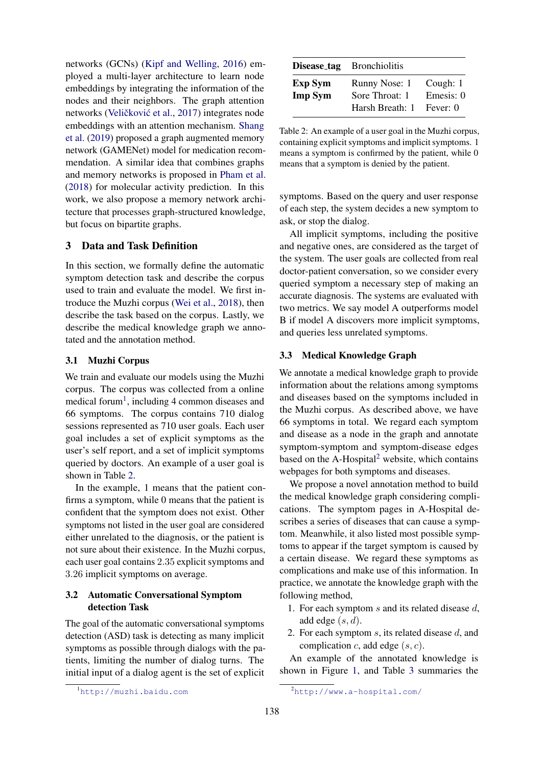networks (GCNs) (Kipf and Welling, 2016) employed a multi-layer architecture to learn node embeddings by integrating the information of the nodes and their neighbors. The graph attention networks (Veličković et al., 2017) integrates node embeddings with an attention mechanism. Shang et al. (2019) proposed a graph augmented memory network (GAMENet) model for medication recommendation. A similar idea that combines graphs and memory networks is proposed in Pham et al. (2018) for molecular activity prediction. In this work, we also propose a memory network architecture that processes graph-structured knowledge, but focus on bipartite graphs.

## 3 Data and Task Definition

In this section, we formally define the automatic symptom detection task and describe the corpus used to train and evaluate the model. We first introduce the Muzhi corpus (Wei et al., 2018), then describe the task based on the corpus. Lastly, we describe the medical knowledge graph we annotated and the annotation method.

### 3.1 Muzhi Corpus

We train and evaluate our models using the Muzhi corpus. The corpus was collected from a online medical forum[1], including 4 common diseases and 66 symptoms. The corpus contains 710 dialog sessions represented as 710 user goals. Each user goal includes a set of explicit symptoms as the user's self report, and a set of implicit symptoms queried by doctors. An example of a user goal is shown in Table 2.

| **Disease_tag** | Bronchiolitis | |
|---|---|---|
| **Exp Sym** | Runny Nose: 1 | Cough: 1 |
| **Imp Sym** | Sore Throat: 1 | Emesis: 0 |
| | Harsh Breath: 1 | Fever: 0 |

Table 2: An example of a user goal in the Muzhi corpus, containing explicit symptoms and implicit symptoms. 1 means a symptom is confirmed by the patient, while 0 means that a symptom is denied by the patient.

In the example, 1 means that the patient confirms a symptom, while 0 means that the patient is confident that the symptom does not exist. Other symptoms not listed in the user goal are considered either unrelated to the diagnosis, or the patient is not sure about their existence. In the Muzhi corpus, each user goal contains 2.35 explicit symptoms and 3.26 implicit symptoms on average.

### 3.2 Automatic Conversational Symptom detection Task

The goal of the automatic conversational symptoms detection (ASD) task is detecting as many implicit symptoms as possible through dialogs with the patients, limiting the number of dialog turns. The initial input of a dialog agent is the set of explicit symptoms. Based on the query and user response of each step, the system decides a new symptom to ask, or stop the dialog.

All implicit symptoms, including the positive and negative ones, are considered as the target of the system. The user goals are collected from real doctor-patient conversation, so we consider every queried symptom a necessary step of making an accurate diagnosis. The systems are evaluated with two metrics. We say model A outperforms model B if model A discovers more implicit symptoms, and queries less unrelated symptoms.

### 3.3 Medical Knowledge Graph

We annotate a medical knowledge graph to provide information about the relations among symptoms and diseases based on the symptoms included in the Muzhi corpus. As described above, we have 66 symptoms in total. We regard each symptom and disease as a node in the graph and annotate symptom-symptom and symptom-disease edges based on the A-Hospital[2] website, which contains webpages for both symptoms and diseases.

We propose a novel annotation method to build the medical knowledge graph considering complications. The symptom pages in A-Hospital describes a series of diseases that can cause a symptom. Meanwhile, it also listed most possible symptoms to appear if the target symptom is caused by a certain disease. We regard these symptoms as complications and make use of this information. In practice, we annotate the knowledge graph with the following method,

1. For each symptom $s$ and its related disease $d$, add edge $(s, d)$.
2. For each symptom $s$, its related disease $d$, and complication $c$, add edge $(s, c)$.

An example of the annotated knowledge is shown in Figure 1, and Table 3 summaries the

[1] http://muzhi.baidu.com

[2] http://www.a-hospital.com/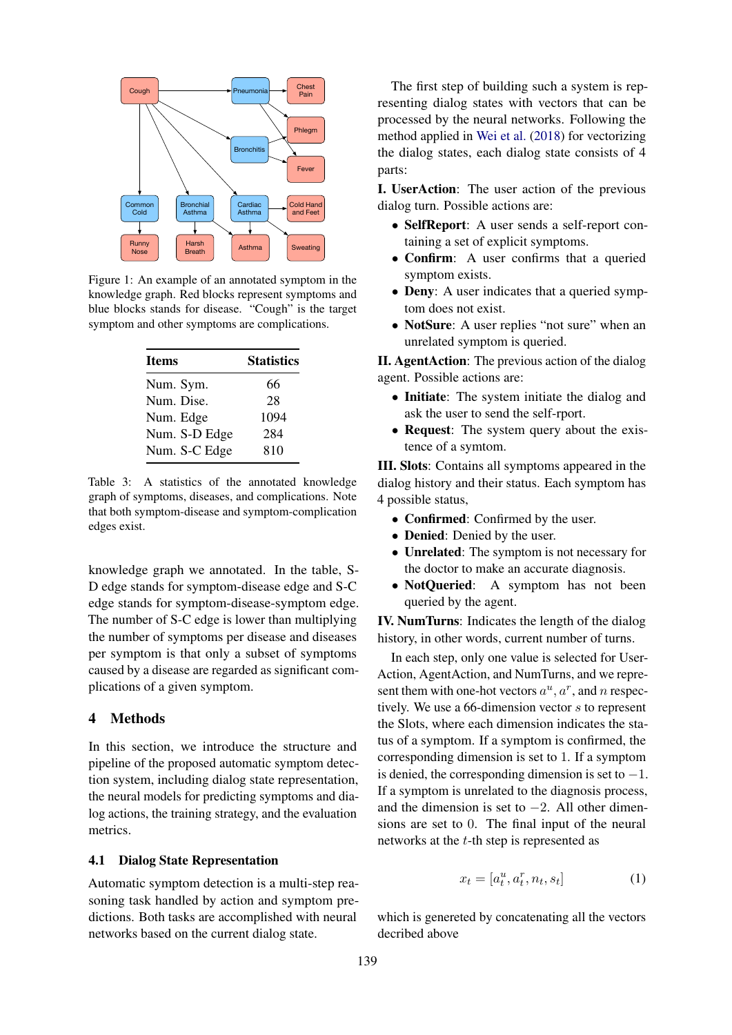Figure 1: An example of an annotated symptom in the knowledge graph. Red blocks represent symptoms and blue blocks stands for disease. "Cough" is the target symptom and other symptoms are complications.

| Items | Statistics |
|---|---|
| Num. Sym. | 66 |
| Num. Dise. | 28 |
| Num. Edge | 1094 |
| Num. S-D Edge | 284 |
| Num. S-C Edge | 810 |

Table 3: A statistics of the annotated knowledge graph of symptoms, diseases, and complications. Note that both symptom-disease and symptom-complication edges exist.

knowledge graph we annotated. In the table, S-D edge stands for symptom-disease edge and S-C edge stands for symptom-disease-symptom edge. The number of S-C edge is lower than multiplying the number of symptoms per disease and diseases per symptom is that only a subset of symptoms caused by a disease are regarded as significant complications of a given symptom.

## 4 Methods

In this section, we introduce the structure and pipeline of the proposed automatic symptom detection system, including dialog state representation, the neural models for predicting symptoms and dialog actions, the training strategy, and the evaluation metrics.

### 4.1 Dialog State Representation

Automatic symptom detection is a multi-step reasoning task handled by action and symptom predictions. Both tasks are accomplished with neural networks based on the current dialog state.

The first step of building such a system is representing dialog states with vectors that can be processed by the neural networks. Following the method applied in Wei et al. (2018) for vectorizing the dialog states, each dialog state consists of 4 parts:

**I. UserAction**: The user action of the previous dialog turn. Possible actions are:

- **SelfReport**: A user sends a self-report containing a set of explicit symptoms.
- **Confirm**: A user confirms that a queried symptom exists.
- **Deny**: A user indicates that a queried symptom does not exist.
- **NotSure**: A user replies "not sure" when an unrelated symptom is queried.

**II. AgentAction**: The previous action of the dialog agent. Possible actions are:

- **Initiate**: The system initiate the dialog and ask the user to send the self-rport.
- **Request**: The system query about the existence of a symtom.

**III. Slots**: Contains all symptoms appeared in the dialog history and their status. Each symptom has 4 possible status,

- **Confirmed**: Confirmed by the user.
- **Denied**: Denied by the user.
- **Unrelated**: The symptom is not necessary for the doctor to make an accurate diagnosis.
- **NotQueried**: A symptom has not been queried by the agent.

**IV. NumTurns**: Indicates the length of the dialog history, in other words, current number of turns.

In each step, only one value is selected for UserAction, AgentAction, and NumTurns, and we represent them with one-hot vectors $a^u$, $a^r$, and $n$ respectively. We use a 66-dimension vector $s$ to represent the Slots, where each dimension indicates the status of a symptom. If a symptom is confirmed, the corresponding dimension is set to 1. If a symptom is denied, the corresponding dimension is set to $-1$. If a symptom is unrelated to the diagnosis process, and the dimension is set to $-2$. All other dimensions are set to 0. The final input of the neural networks at the $t$-th step is represented as

$$x_t = [a_t^u, a_t^r, n_t, s_t] \tag{1}$$

which is genereted by concatenating all the vectors decribed above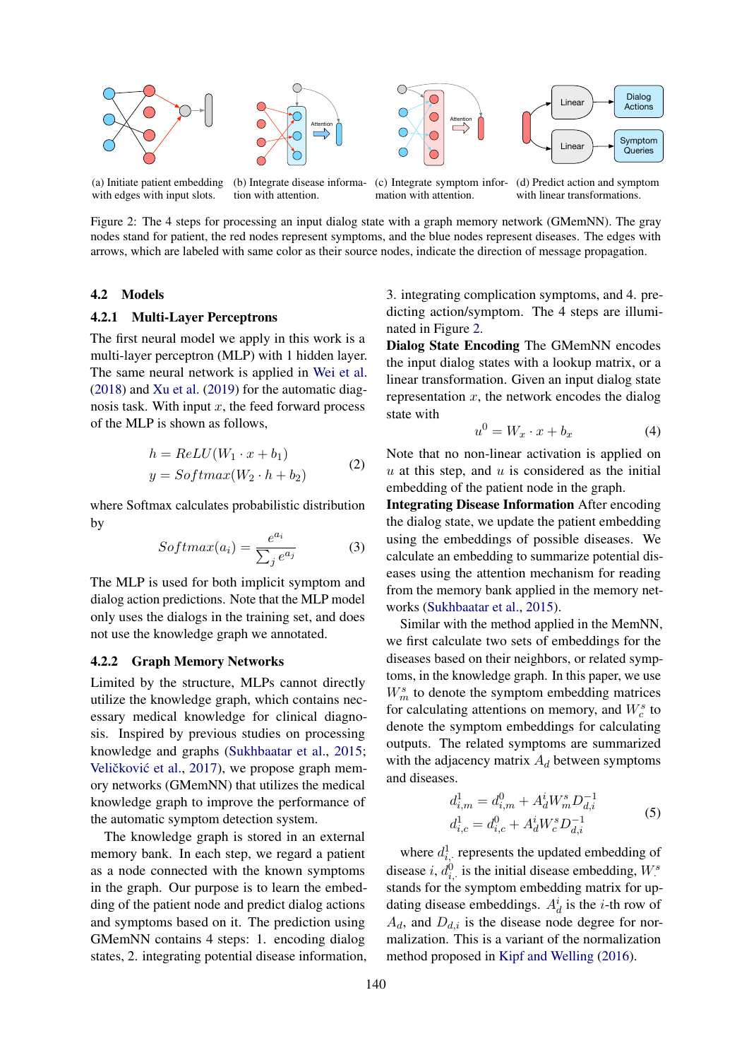(a) Initiate patient embedding with edges with input slots.

(b) Integrate disease information with attention.

(c) Integrate symptom information with attention.

(d) Predict action and symptom with linear transformations.

Figure 2: The 4 steps for processing an input dialog state with a graph memory network (GMemNN). The gray nodes stand for patient, the red nodes represent symptoms, and the blue nodes represent diseases. The edges with arrows, which are labeled with same color as their source nodes, indicate the direction of message propagation.

## 4.2 Models

### 4.2.1 Multi-Layer Perceptrons

The first neural model we apply in this work is a multi-layer perceptron (MLP) with 1 hidden layer. The same neural network is applied in Wei et al. (2018) and Xu et al. (2019) for the automatic diagnosis task. With input $x$, the feed forward process of the MLP is shown as follows,

$$
\begin{aligned}
h &= ReLU(W_1 \cdot x + b_1) \\
y &= Softmax(W_2 \cdot h + b_2)
\end{aligned}
\tag{2}
$$

where Softmax calculates probabilistic distribution by

$$
Softmax(a_i) = \frac{e^{a_i}}{\sum_j e^{a_j}} \tag{3}
$$

The MLP is used for both implicit symptom and dialog action predictions. Note that the MLP model only uses the dialogs in the training set, and does not use the knowledge graph we annotated.

### 4.2.2 Graph Memory Networks

Limited by the structure, MLPs cannot directly utilize the knowledge graph, which contains necessary medical knowledge for clinical diagnosis. Inspired by previous studies on processing knowledge and graphs (Sukhbaatar et al., 2015; Veličković et al., 2017), we propose graph memory networks (GMemNN) that utilizes the medical knowledge graph to improve the performance of the automatic symptom detection system.

The knowledge graph is stored in an external memory bank. In each step, we regard a patient as a node connected with the known symptoms in the graph. Our purpose is to learn the embedding of the patient node and predict dialog actions and symptoms based on it. The prediction using GMemNN contains 4 steps: 1. encoding dialog states, 2. integrating potential disease information, 3. integrating complication symptoms, and 4. predicting action/symptom. The 4 steps are illuminated in Figure 2.

**Dialog State Encoding** The GMemNN encodes the input dialog states with a lookup matrix, or a linear transformation. Given an input dialog state representation $x$, the network encodes the dialog state with

$$
u^0 = W_x \cdot x + b_x \tag{4}
$$

Note that no non-linear activation is applied on $u$ at this step, and $u$ is considered as the initial embedding of the patient node in the graph.

**Integrating Disease Information** After encoding the dialog state, we update the patient embedding using the embeddings of possible diseases. We calculate an embedding to summarize potential diseases using the attention mechanism for reading from the memory bank applied in the memory networks (Sukhbaatar et al., 2015).

Similar with the method applied in the MemNN, we first calculate two sets of embeddings for the diseases based on their neighbors, or related symptoms, in the knowledge graph. In this paper, we use $W_m^s$ to denote the symptom embedding matrices for calculating attentions on memory, and $W_c^s$ to denote the symptom embeddings for calculating outputs. The related symptoms are summarized with the adjacency matrix $A_d$ between symptoms and diseases.

$$
\begin{aligned}
d^1_{i,m} &= d^0_{i,m} + A^i_d W^s_m D^{-1}_{d,i} \\
d^1_{i,c} &= d^0_{i,c} + A^i_d W^s_c D^{-1}_{d,i}
\end{aligned}
\tag{5}
$$

where $d^1_{i,\cdot}$ represents the updated embedding of disease $i$, $d^0_{i,\cdot}$ is the initial disease embedding, $W^s_\cdot$ stands for the symptom embedding matrix for updating disease embeddings. $A^i_d$ is the $i$-th row of $A_d$, and $D_{d,i}$ is the disease node degree for normalization. This is a variant of the normalization method proposed in Kipf and Welling (2016).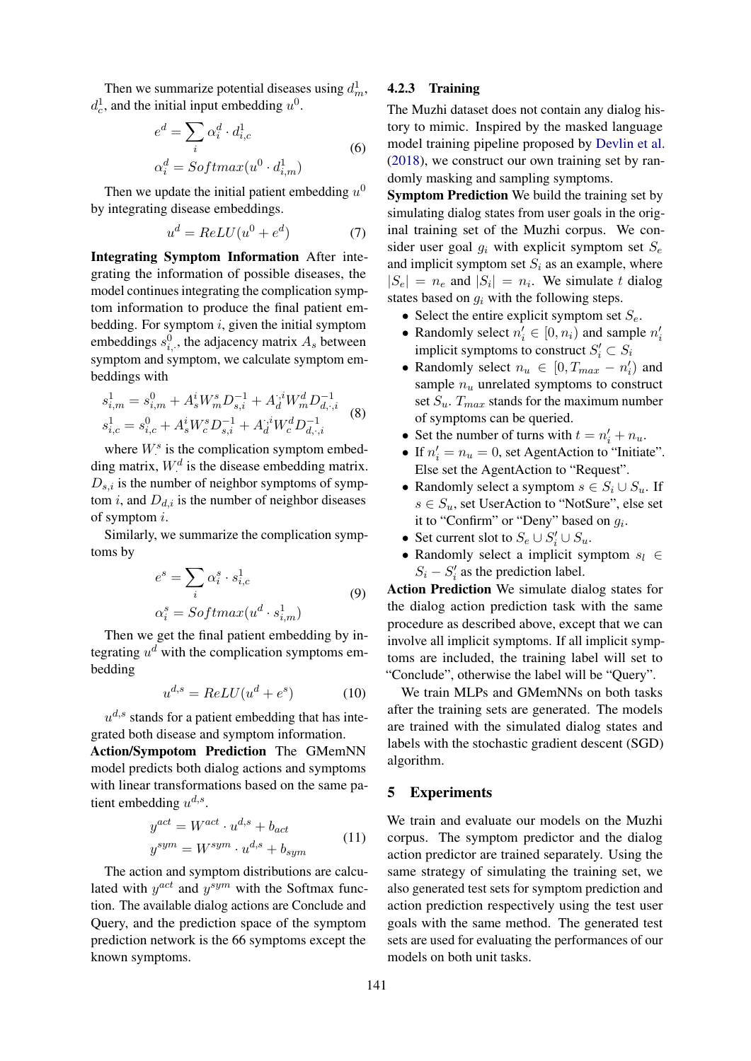Then we summarize potential diseases using $d^1_m$, $d^1_c$, and the initial input embedding $u^0$.

$$e^d = \sum_i \alpha^d_i \cdot d^1_{i,c}$$
$$\alpha^d_i = Softmax(u^0 \cdot d^1_{i,m}) \tag{6}$$

Then we update the initial patient embedding $u^0$ by integrating disease embeddings.

$$u^d = ReLU(u^0 + e^d) \tag{7}$$

**Integrating Symptom Information** After integrating the information of possible diseases, the model continues integrating the complication symptom information to produce the final patient embedding. For symptom $i$, given the initial symptom embeddings $s^0_{i,\cdot}$, the adjacency matrix $A_s$ between symptom and symptom, we calculate symptom embeddings with

$$s^1_{i,m} = s^0_{i,m} + A^i_s W^s_m D^{-1}_{s,i} + A^{\cdot i}_d W^d_m D^{-1}_{d,\cdot,i}$$
$$s^1_{i,c} = s^0_{i,c} + A^i_s W^s_c D^{-1}_{s,i} + A^{\cdot i}_d W^d_c D^{-1}_{d,\cdot,i} \tag{8}$$

where $W^s_\cdot$ is the complication symptom embedding matrix, $W^d_\cdot$ is the disease embedding matrix. $D_{s,i}$ is the number of neighbor symptoms of symptom $i$, and $D_{d,i}$ is the number of neighbor diseases of symptom $i$.

Similarly, we summarize the complication symptoms by

$$e^s = \sum_i \alpha^s_i \cdot s^1_{i,c}$$
$$\alpha^s_i = Softmax(u^d \cdot s^1_{i,m}) \tag{9}$$

Then we get the final patient embedding by integrating $u^d$ with the complication symptoms embedding

$$u^{d,s} = ReLU(u^d + e^s) \tag{10}$$

$u^{d,s}$ stands for a patient embedding that has integrated both disease and symptom information.

**Action/Sympotom Prediction** The GMemNN model predicts both dialog actions and symptoms with linear transformations based on the same patient embedding $u^{d,s}$.

$$y^{act} = W^{act} \cdot u^{d,s} + b_{act}$$
$$y^{sym} = W^{sym} \cdot u^{d,s} + b_{sym} \tag{11}$$

The action and symptom distributions are calculated with $y^{act}$ and $y^{sym}$ with the Softmax function. The available dialog actions are Conclude and Query, and the prediction space of the symptom prediction network is the 66 symptoms except the known symptoms.

#### 4.2.3 Training

The Muzhi dataset does not contain any dialog history to mimic. Inspired by the masked language model training pipeline proposed by Devlin et al. (2018), we construct our own training set by randomly masking and sampling symptoms.

**Symptom Prediction** We build the training set by simulating dialog states from user goals in the original training set of the Muzhi corpus. We consider user goal $g_i$ with explicit symptom set $S_e$ and implicit symptom set $S_i$ as an example, where $|S_e| = n_e$ and $|S_i| = n_i$. We simulate $t$ dialog states based on $g_i$ with the following steps.

- Select the entire explicit symptom set $S_e$.
- Randomly select $n'_i \in [0, n_i)$ and sample $n'_i$ implicit symptoms to construct $S'_i \subset S_i$
- Randomly select $n_u \in [0, T_{max} - n'_i)$ and sample $n_u$ unrelated symptoms to construct set $S_u$. $T_{max}$ stands for the maximum number of symptoms can be queried.
- Set the number of turns with $t = n'_i + n_u$.
- If $n'_i = n_u = 0$, set AgentAction to "Initiate". Else set the AgentAction to "Request".
- Randomly select a symptom $s \in S_i \cup S_u$. If $s \in S_u$, set UserAction to "NotSure", else set it to "Confirm" or "Deny" based on $g_i$.
- Set current slot to $S_e \cup S'_i \cup S_u$.
- Randomly select a implicit symptom $s_l \in S_i - S'_i$ as the prediction label.

**Action Prediction** We simulate dialog states for the dialog action prediction task with the same procedure as described above, except that we can involve all implicit symptoms. If all implicit symptoms are included, the training label will set to "Conclude", otherwise the label will be "Query".

We train MLPs and GMemNNs on both tasks after the training sets are generated. The models are trained with the simulated dialog states and labels with the stochastic gradient descent (SGD) algorithm.

## 5 Experiments

We train and evaluate our models on the Muzhi corpus. The symptom predictor and the dialog action predictor are trained separately. Using the same strategy of simulating the training set, we also generated test sets for symptom prediction and action prediction respectively using the test user goals with the same method. The generated test sets are used for evaluating the performances of our models on both unit tasks.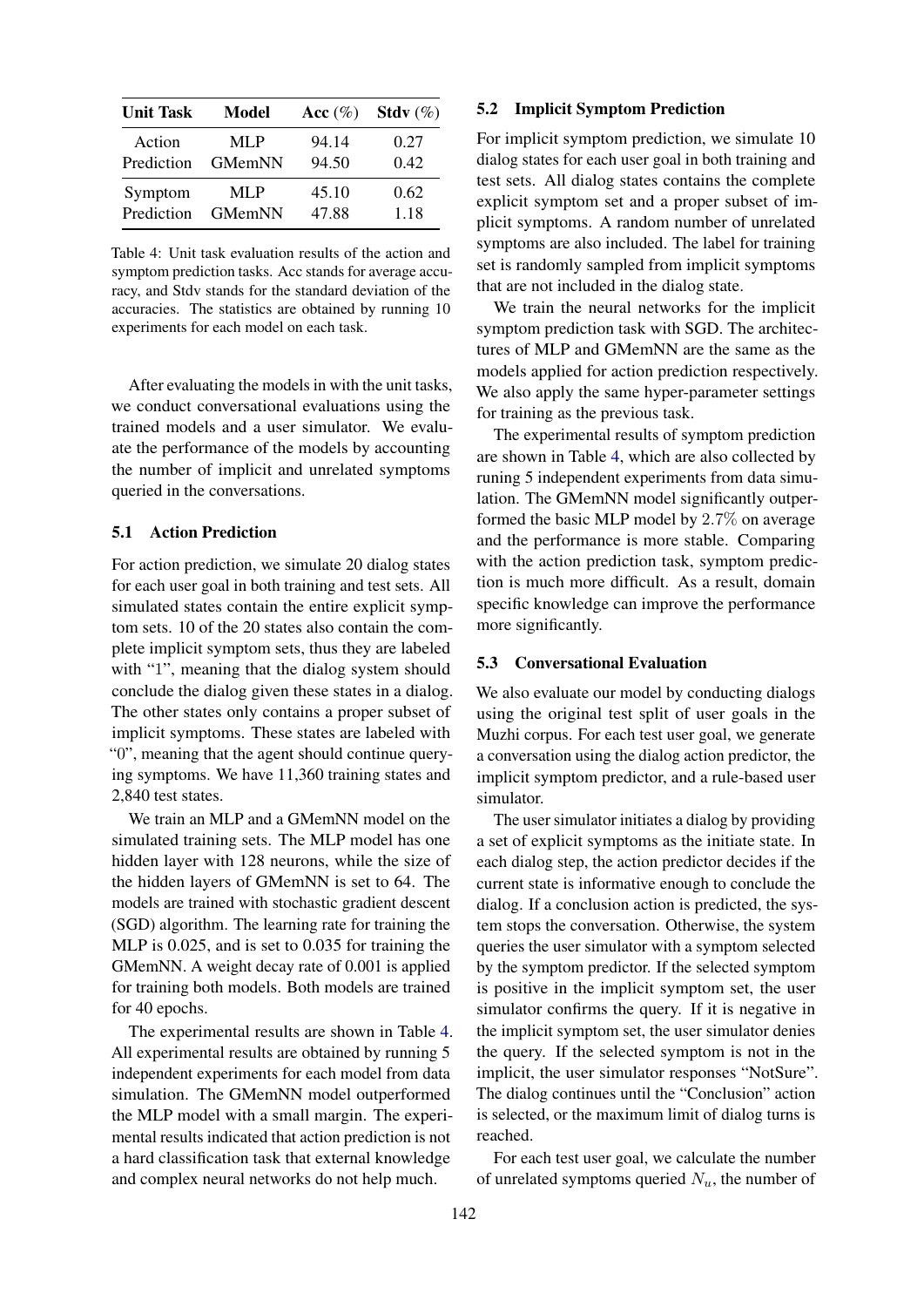| Unit Task | Model | Acc (%) | Stdv (%) |
|---|---|---|---|
| Action Prediction | MLP | 94.14 | 0.27 |
| | GMemNN | 94.50 | 0.42 |
| Symptom Prediction | MLP | 45.10 | 0.62 |
| | GMemNN | 47.88 | 1.18 |

Table 4: Unit task evaluation results of the action and symptom prediction tasks. Acc stands for average accuracy, and Stdv stands for the standard deviation of the accuracies. The statistics are obtained by running 10 experiments for each model on each task.

After evaluating the models in with the unit tasks, we conduct conversational evaluations using the trained models and a user simulator. We evaluate the performance of the models by accounting the number of implicit and unrelated symptoms queried in the conversations.

### 5.1 Action Prediction

For action prediction, we simulate 20 dialog states for each user goal in both training and test sets. All simulated states contain the entire explicit symptom sets. 10 of the 20 states also contain the complete implicit symptom sets, thus they are labeled with "1", meaning that the dialog system should conclude the dialog given these states in a dialog. The other states only contains a proper subset of implicit symptoms. These states are labeled with "0", meaning that the agent should continue querying symptoms. We have 11,360 training states and 2,840 test states.

We train an MLP and a GMemNN model on the simulated training sets. The MLP model has one hidden layer with 128 neurons, while the size of the hidden layers of GMemNN is set to 64. The models are trained with stochastic gradient descent (SGD) algorithm. The learning rate for training the MLP is 0.025, and is set to 0.035 for training the GMemNN. A weight decay rate of 0.001 is applied for training both models. Both models are trained for 40 epochs.

The experimental results are shown in Table 4. All experimental results are obtained by running 5 independent experiments for each model from data simulation. The GMemNN model outperformed the MLP model with a small margin. The experimental results indicated that action prediction is not a hard classification task that external knowledge and complex neural networks do not help much.

### 5.2 Implicit Symptom Prediction

For implicit symptom prediction, we simulate 10 dialog states for each user goal in both training and test sets. All dialog states contains the complete explicit symptom set and a proper subset of implicit symptoms. A random number of unrelated symptoms are also included. The label for training set is randomly sampled from implicit symptoms that are not included in the dialog state.

We train the neural networks for the implicit symptom prediction task with SGD. The architectures of MLP and GMemNN are the same as the models applied for action prediction respectively. We also apply the same hyper-parameter settings for training as the previous task.

The experimental results of symptom prediction are shown in Table 4, which are also collected by runing 5 independent experiments from data simulation. The GMemNN model significantly outperformed the basic MLP model by 2.7% on average and the performance is more stable. Comparing with the action prediction task, symptom prediction is much more difficult. As a result, domain specific knowledge can improve the performance more significantly.

### 5.3 Conversational Evaluation

We also evaluate our model by conducting dialogs using the original test split of user goals in the Muzhi corpus. For each test user goal, we generate a conversation using the dialog action predictor, the implicit symptom predictor, and a rule-based user simulator.

The user simulator initiates a dialog by providing a set of explicit symptoms as the initiate state. In each dialog step, the action predictor decides if the current state is informative enough to conclude the dialog. If a conclusion action is predicted, the system stops the conversation. Otherwise, the system queries the user simulator with a symptom selected by the symptom predictor. If the selected symptom is positive in the implicit symptom set, the user simulator confirms the query. If it is negative in the implicit symptom set, the user simulator denies the query. If the selected symptom is not in the implicit, the user simulator responses "NotSure". The dialog continues until the "Conclusion" action is selected, or the maximum limit of dialog turns is reached.

For each test user goal, we calculate the number of unrelated symptoms queried $N_u$, the number of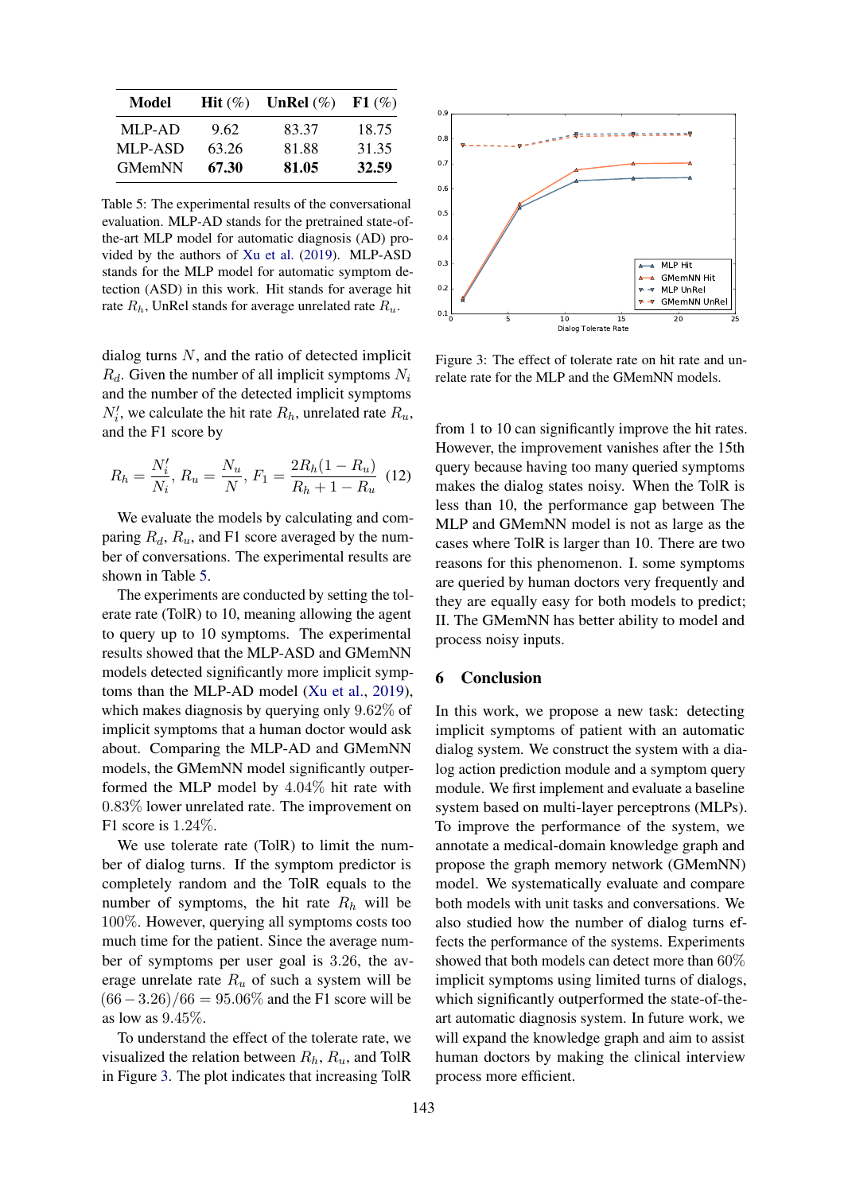| Model | Hit (%) | UnRel (%) | F1 (%) |
|---|---|---|---|
| MLP-AD | 9.62 | 83.37 | 18.75 |
| MLP-ASD | 63.26 | 81.88 | 31.35 |
| GMemNN | **67.30** | **81.05** | **32.59** |

Table 5: The experimental results of the conversational evaluation. MLP-AD stands for the pretrained state-of-the-art MLP model for automatic diagnosis (AD) provided by the authors of Xu et al. (2019). MLP-ASD stands for the MLP model for automatic symptom detection (ASD) in this work. Hit stands for average hit rate $R_h$, UnRel stands for average unrelated rate $R_u$.

dialog turns $N$, and the ratio of detected implicit $R_d$. Given the number of all implicit symptoms $N_i$ and the number of the detected implicit symptoms $N_i'$, we calculate the hit rate $R_h$, unrelated rate $R_u$, and the F1 score by

$$R_h = \frac{N_i'}{N_i}, \; R_u = \frac{N_u}{N}, \; F_1 = \frac{2R_h(1-R_u)}{R_h + 1 - R_u} \quad (12)$$

We evaluate the models by calculating and comparing $R_d$, $R_u$, and F1 score averaged by the number of conversations. The experimental results are shown in Table 5.

The experiments are conducted by setting the tolerate rate (TolR) to 10, meaning allowing the agent to query up to 10 symptoms. The experimental results showed that the MLP-ASD and GMemNN models detected significantly more implicit symptoms than the MLP-AD model (Xu et al., 2019), which makes diagnosis by querying only $9.62\%$ of implicit symptoms that a human doctor would ask about. Comparing the MLP-AD and GMemNN models, the GMemNN model significantly outperformed the MLP model by $4.04\%$ hit rate with $0.83\%$ lower unrelated rate. The improvement on F1 score is $1.24\%$.

We use tolerate rate (TolR) to limit the number of dialog turns. If the symptom predictor is completely random and the TolR equals to the number of symptoms, the hit rate $R_h$ will be $100\%$. However, querying all symptoms costs too much time for the patient. Since the average number of symptoms per user goal is 3.26, the average unrelate rate $R_u$ of such a system will be $(66 - 3.26)/66 = 95.06\%$ and the F1 score will be as low as $9.45\%$.

To understand the effect of the tolerate rate, we visualized the relation between $R_h$, $R_u$, and TolR in Figure 3. The plot indicates that increasing TolR from 1 to 10 can significantly improve the hit rates. However, the improvement vanishes after the 15th query because having too many queried symptoms makes the dialog states noisy. When the TolR is less than 10, the performance gap between The MLP and GMemNN model is not as large as the cases where TolR is larger than 10. There are two reasons for this phenomenon. I. some symptoms are queried by human doctors very frequently and they are equally easy for both models to predict; II. The GMemNN has better ability to model and process noisy inputs.

Figure 3: The effect of tolerate rate on hit rate and unrelate rate for the MLP and the GMemNN models.

## 6 Conclusion

In this work, we propose a new task: detecting implicit symptoms of patient with an automatic dialog system. We construct the system with a dialog action prediction module and a symptom query module. We first implement and evaluate a baseline system based on multi-layer perceptrons (MLPs). To improve the performance of the system, we annotate a medical-domain knowledge graph and propose the graph memory network (GMemNN) model. We systematically evaluate and compare both models with unit tasks and conversations. We also studied how the number of dialog turns effects the performance of the systems. Experiments showed that both models can detect more than $60\%$ implicit symptoms using limited turns of dialogs, which significantly outperformed the state-of-the-art automatic diagnosis system. In future work, we will expand the knowledge graph and aim to assist human doctors by making the clinical interview process more efficient.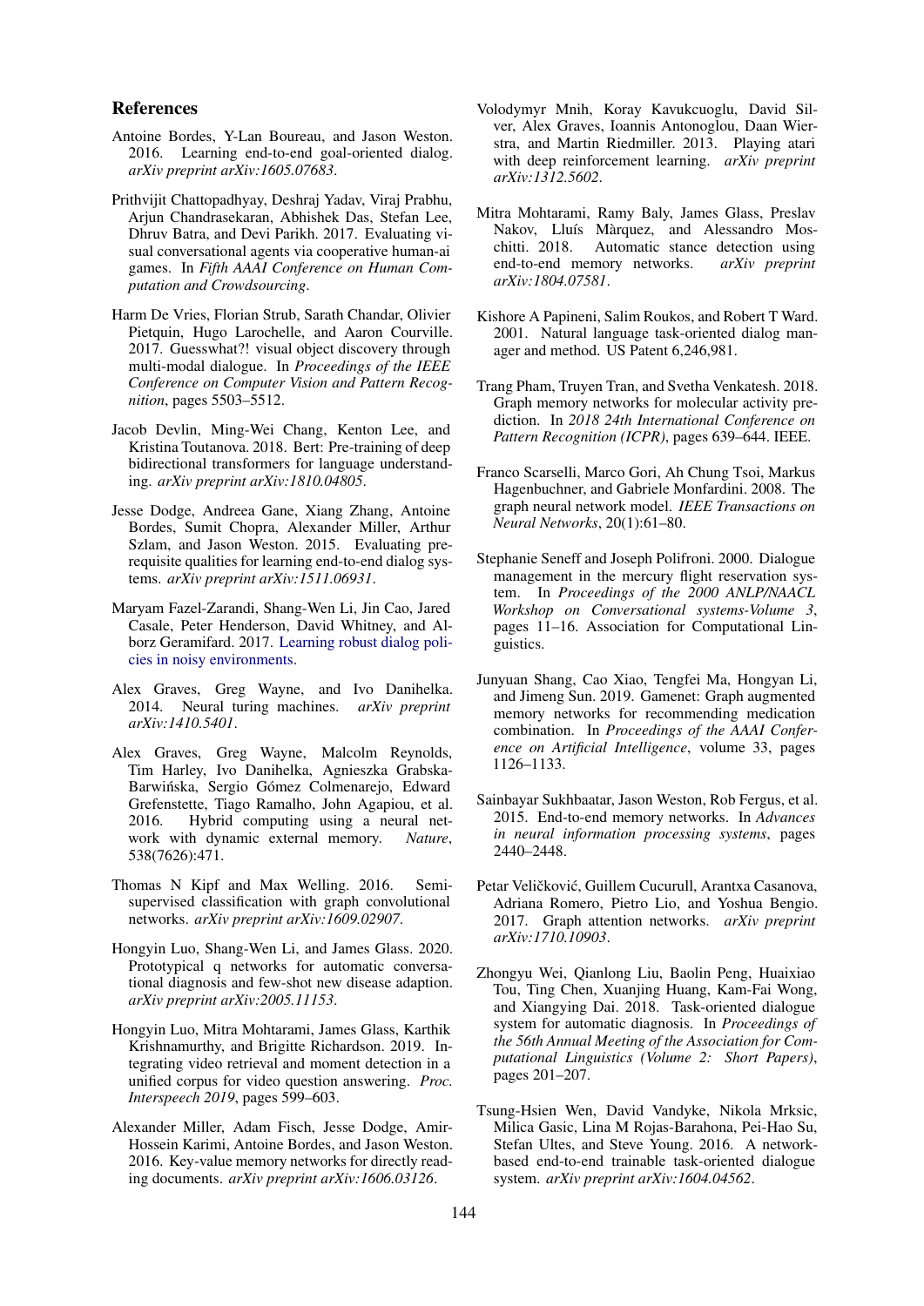## References

Antoine Bordes, Y-Lan Boureau, and Jason Weston. 2016. Learning end-to-end goal-oriented dialog. *arXiv preprint arXiv:1605.07683*.

Prithvijit Chattopadhyay, Deshraj Yadav, Viraj Prabhu, Arjun Chandrasekaran, Abhishek Das, Stefan Lee, Dhruv Batra, and Devi Parikh. 2017. Evaluating visual conversational agents via cooperative human-ai games. In *Fifth AAAI Conference on Human Computation and Crowdsourcing*.

Harm De Vries, Florian Strub, Sarath Chandar, Olivier Pietquin, Hugo Larochelle, and Aaron Courville. 2017. Guesswhat?! visual object discovery through multi-modal dialogue. In *Proceedings of the IEEE Conference on Computer Vision and Pattern Recognition*, pages 5503–5512.

Jacob Devlin, Ming-Wei Chang, Kenton Lee, and Kristina Toutanova. 2018. Bert: Pre-training of deep bidirectional transformers for language understanding. *arXiv preprint arXiv:1810.04805*.

Jesse Dodge, Andreea Gane, Xiang Zhang, Antoine Bordes, Sumit Chopra, Alexander Miller, Arthur Szlam, and Jason Weston. 2015. Evaluating prerequisite qualities for learning end-to-end dialog systems. *arXiv preprint arXiv:1511.06931*.

Maryam Fazel-Zarandi, Shang-Wen Li, Jin Cao, Jared Casale, Peter Henderson, David Whitney, and Alborz Geramifard. 2017. Learning robust dialog policies in noisy environments.

Alex Graves, Greg Wayne, and Ivo Danihelka. 2014. Neural turing machines. *arXiv preprint arXiv:1410.5401*.

Alex Graves, Greg Wayne, Malcolm Reynolds, Tim Harley, Ivo Danihelka, Agnieszka Grabska-Barwińska, Sergio Gómez Colmenarejo, Edward Grefenstette, Tiago Ramalho, John Agapiou, et al. 2016. Hybrid computing using a neural network with dynamic external memory. *Nature*, 538(7626):471.

Thomas N Kipf and Max Welling. 2016. Semi-supervised classification with graph convolutional networks. *arXiv preprint arXiv:1609.02907*.

Hongyin Luo, Shang-Wen Li, and James Glass. 2020. Prototypical q networks for automatic conversational diagnosis and few-shot new disease adaption. *arXiv preprint arXiv:2005.11153*.

Hongyin Luo, Mitra Mohtarami, James Glass, Karthik Krishnamurthy, and Brigitte Richardson. 2019. Integrating video retrieval and moment detection in a unified corpus for video question answering. *Proc. Interspeech 2019*, pages 599–603.

Alexander Miller, Adam Fisch, Jesse Dodge, Amir-Hossein Karimi, Antoine Bordes, and Jason Weston. 2016. Key-value memory networks for directly reading documents. *arXiv preprint arXiv:1606.03126*.

Volodymyr Mnih, Koray Kavukcuoglu, David Silver, Alex Graves, Ioannis Antonoglou, Daan Wierstra, and Martin Riedmiller. 2013. Playing atari with deep reinforcement learning. *arXiv preprint arXiv:1312.5602*.

Mitra Mohtarami, Ramy Baly, James Glass, Preslav Nakov, Lluís Màrquez, and Alessandro Moschitti. 2018. Automatic stance detection using end-to-end memory networks. *arXiv preprint arXiv:1804.07581*.

Kishore A Papineni, Salim Roukos, and Robert T Ward. 2001. Natural language task-oriented dialog manager and method. US Patent 6,246,981.

Trang Pham, Truyen Tran, and Svetha Venkatesh. 2018. Graph memory networks for molecular activity prediction. In *2018 24th International Conference on Pattern Recognition (ICPR)*, pages 639–644. IEEE.

Franco Scarselli, Marco Gori, Ah Chung Tsoi, Markus Hagenbuchner, and Gabriele Monfardini. 2008. The graph neural network model. *IEEE Transactions on Neural Networks*, 20(1):61–80.

Stephanie Seneff and Joseph Polifroni. 2000. Dialogue management in the mercury flight reservation system. In *Proceedings of the 2000 ANLP/NAACL Workshop on Conversational systems-Volume 3*, pages 11–16. Association for Computational Linguistics.

Junyuan Shang, Cao Xiao, Tengfei Ma, Hongyan Li, and Jimeng Sun. 2019. Gamenet: Graph augmented memory networks for recommending medication combination. In *Proceedings of the AAAI Conference on Artificial Intelligence*, volume 33, pages 1126–1133.

Sainbayar Sukhbaatar, Jason Weston, Rob Fergus, et al. 2015. End-to-end memory networks. In *Advances in neural information processing systems*, pages 2440–2448.

Petar Veličković, Guillem Cucurull, Arantxa Casanova, Adriana Romero, Pietro Lio, and Yoshua Bengio. 2017. Graph attention networks. *arXiv preprint arXiv:1710.10903*.

Zhongyu Wei, Qianlong Liu, Baolin Peng, Huaixiao Tou, Ting Chen, Xuanjing Huang, Kam-Fai Wong, and Xiangying Dai. 2018. Task-oriented dialogue system for automatic diagnosis. In *Proceedings of the 56th Annual Meeting of the Association for Computational Linguistics (Volume 2: Short Papers)*, pages 201–207.

Tsung-Hsien Wen, David Vandyke, Nikola Mrksic, Milica Gasic, Lina M Rojas-Barahona, Pei-Hao Su, Stefan Ultes, and Steve Young. 2016. A network-based end-to-end trainable task-oriented dialogue system. *arXiv preprint arXiv:1604.04562*.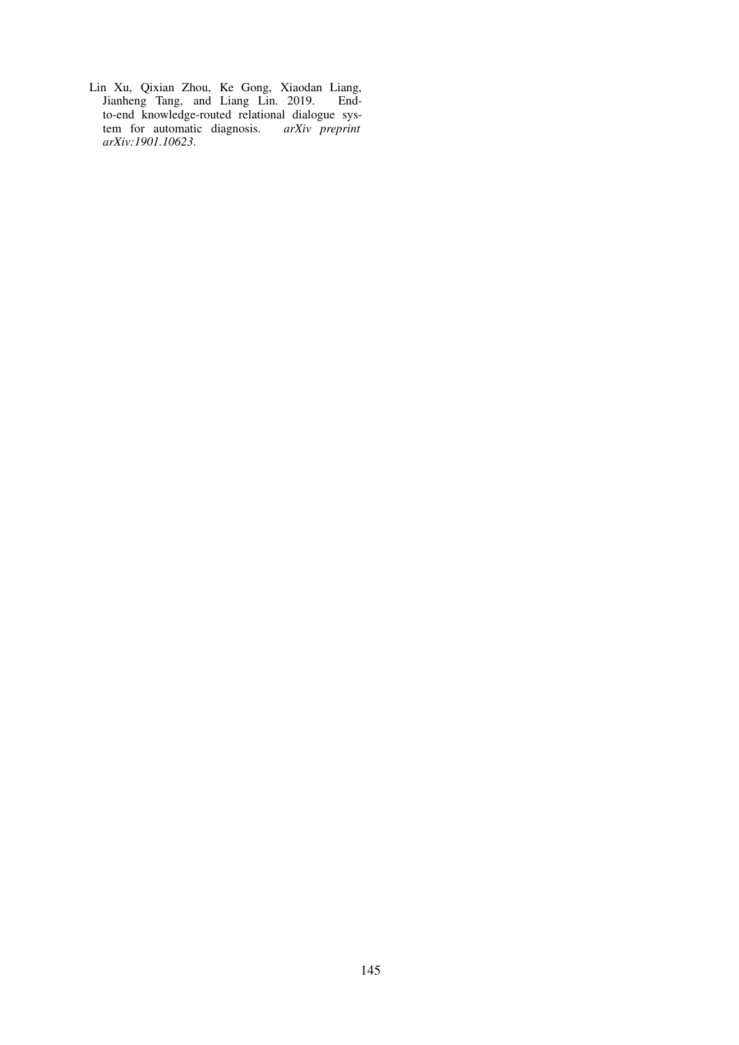Lin Xu, Qixian Zhou, Ke Gong, Xiaodan Liang, Jianheng Tang, and Liang Lin. 2019. End-to-end knowledge-routed relational dialogue system for automatic diagnosis. *arXiv preprint arXiv:1901.10623*.